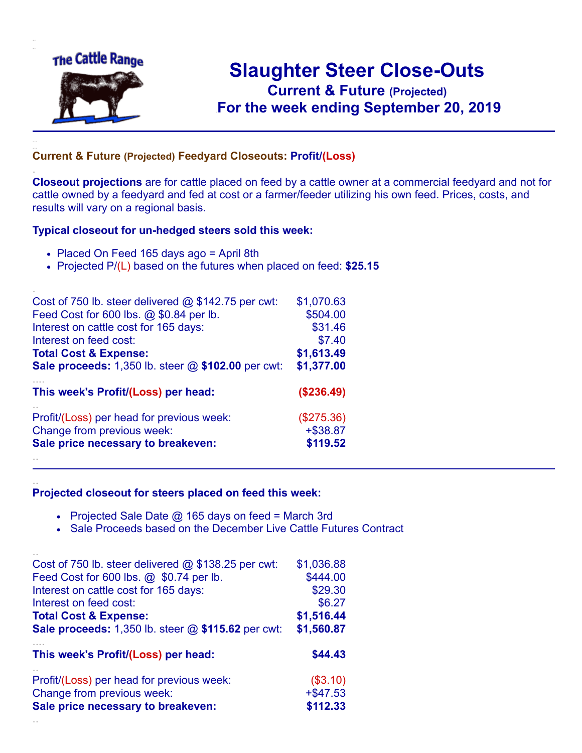The Cattle Range

# Slaughter Steer Close-Outs

## Current & Future (Projected)

## For the week ending September 20, 2019

### Current & Future (Projected) Feedyard Closeouts: Profit/(Loss)

**Closeout projections** are for cattle placed on feed by a cattle owner at a commercial feedyard and not for cattle owned by a feedyard and fed at cost or a farmer/feeder utilizing his own feed. Prices, costs, and results will vary on a regional basis.

### Typical closeout for un-hedged steers sold this week:

- Placed On Feed 165 days ago = April 8th
- Projected P/(L) based on the futures when placed on feed: **$25.15**

| | |
|---|---|
| Cost of 750 lb. steer delivered @ $142.75 per cwt: | $1,070.63 |
| Feed Cost for 600 lbs. @ $0.84 per lb. | $504.00 |
| Interest on cattle cost for 165 days: | $31.46 |
| Interest on feed cost: | $7.40 |
| **Total Cost & Expense:** | **$1,613.49** |
| **Sale proceeds:** 1,350 lb. steer @ **$102.00** per cwt: | **$1,377.00** |
| **This week's Profit/(Loss) per head:** | **($236.49)** |
| Profit/(Loss) per head for previous week: | ($275.36) |
| Change from previous week: | +$38.87 |
| **Sale price necessary to breakeven:** | **$119.52** |

### Projected closeout for steers placed on feed this week:

- Projected Sale Date @ 165 days on feed = March 3rd
- Sale Proceeds based on the December Live Cattle Futures Contract

| | |
|---|---|
| Cost of 750 lb. steer delivered @ $138.25 per cwt: | $1,036.88 |
| Feed Cost for 600 lbs. @ $0.74 per lb. | $444.00 |
| Interest on cattle cost for 165 days: | $29.30 |
| Interest on feed cost: | $6.27 |
| **Total Cost & Expense:** | **$1,516.44** |
| **Sale proceeds:** 1,350 lb. steer @ **$115.62** per cwt: | **$1,560.87** |
| **This week's Profit/(Loss) per head:** | **$44.43** |
| Profit/(Loss) per head for previous week: | ($3.10) |
| Change from previous week: | +$47.53 |
| **Sale price necessary to breakeven:** | **$112.33** |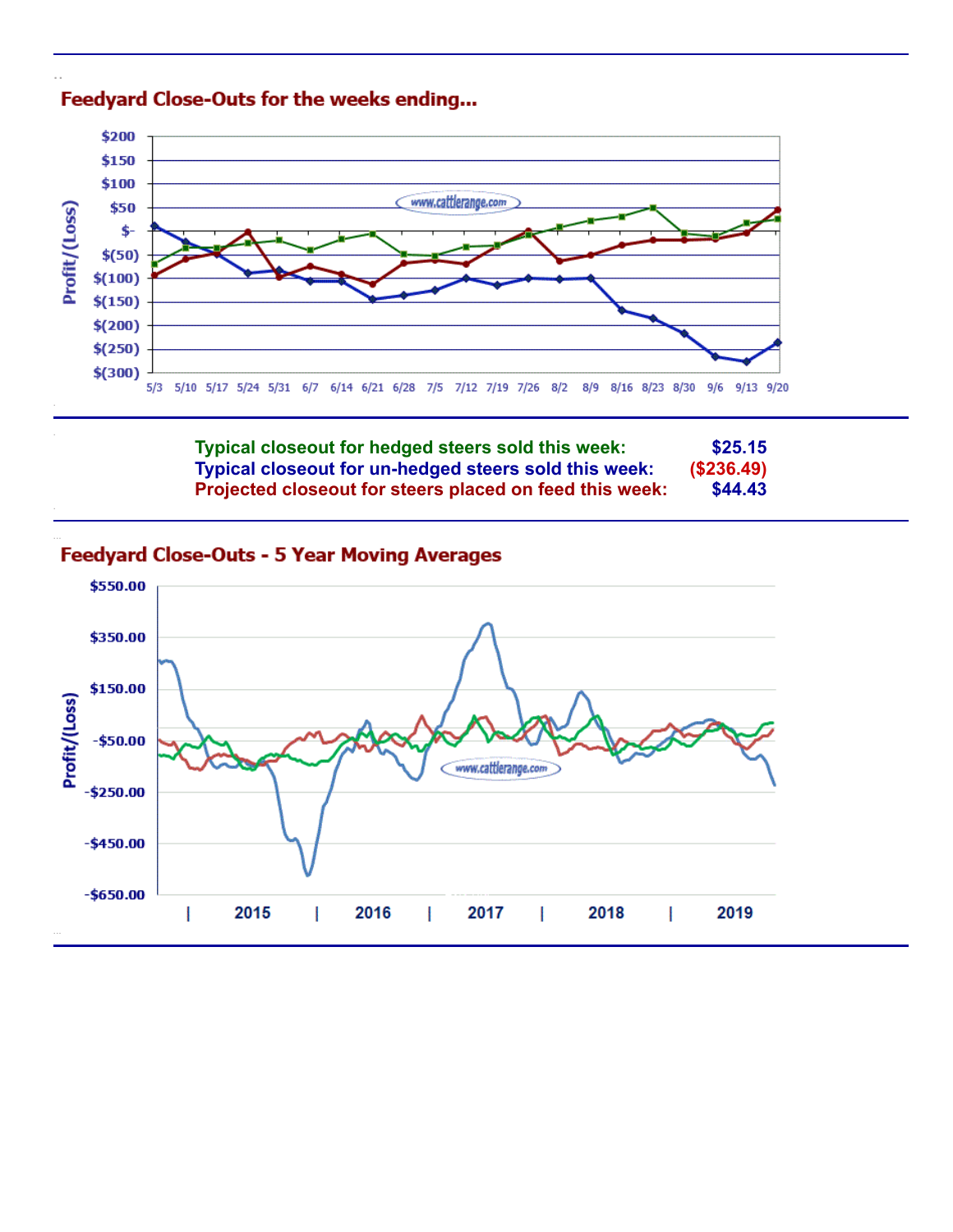## Feedyard Close-Outs for the weeks ending...

Profit/(Loss)

$200
$150
$100
$50
$-
$(50)
$(100)
$(150)
$(200)
$(250)
$(300)

5/3 5/10 5/17 5/24 5/31 6/7 6/14 6/21 6/28 7/5 7/12 7/19 7/26 8/2 8/9 8/16 8/23 8/30 9/6 9/13 9/20

www.cattlerange.com

| | |
|---|---|
| Typical closeout for hedged steers sold this week: | $25.15 |
| Typical closeout for un-hedged steers sold this week: | ($236.49) |
| Projected closeout for steers placed on feed this week: | $44.43 |

## Feedyard Close-Outs - 5 Year Moving Averages

Profit/(Loss)

$550.00
$350.00
$150.00
-$50.00
-$250.00
-$450.00
-$650.00

2015 2016 2017 2018 2019

www.cattlerange.com